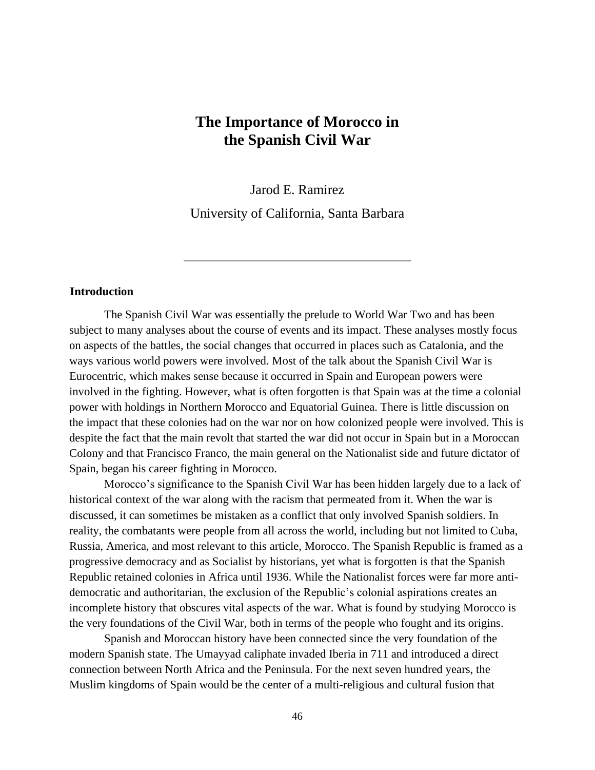# The Importance of Morocco in the Spanish Civil War

Jarod E. Ramirez

University of California, Santa Barbara

---

## Introduction

The Spanish Civil War was essentially the prelude to World War Two and has been subject to many analyses about the course of events and its impact. These analyses mostly focus on aspects of the battles, the social changes that occurred in places such as Catalonia, and the ways various world powers were involved. Most of the talk about the Spanish Civil War is Eurocentric, which makes sense because it occurred in Spain and European powers were involved in the fighting. However, what is often forgotten is that Spain was at the time a colonial power with holdings in Northern Morocco and Equatorial Guinea. There is little discussion on the impact that these colonies had on the war nor on how colonized people were involved. This is despite the fact that the main revolt that started the war did not occur in Spain but in a Moroccan Colony and that Francisco Franco, the main general on the Nationalist side and future dictator of Spain, began his career fighting in Morocco.

Morocco's significance to the Spanish Civil War has been hidden largely due to a lack of historical context of the war along with the racism that permeated from it. When the war is discussed, it can sometimes be mistaken as a conflict that only involved Spanish soldiers. In reality, the combatants were people from all across the world, including but not limited to Cuba, Russia, America, and most relevant to this article, Morocco. The Spanish Republic is framed as a progressive democracy and as Socialist by historians, yet what is forgotten is that the Spanish Republic retained colonies in Africa until 1936. While the Nationalist forces were far more anti-democratic and authoritarian, the exclusion of the Republic's colonial aspirations creates an incomplete history that obscures vital aspects of the war. What is found by studying Morocco is the very foundations of the Civil War, both in terms of the people who fought and its origins.

Spanish and Moroccan history have been connected since the very foundation of the modern Spanish state. The Umayyad caliphate invaded Iberia in 711 and introduced a direct connection between North Africa and the Peninsula. For the next seven hundred years, the Muslim kingdoms of Spain would be the center of a multi-religious and cultural fusion that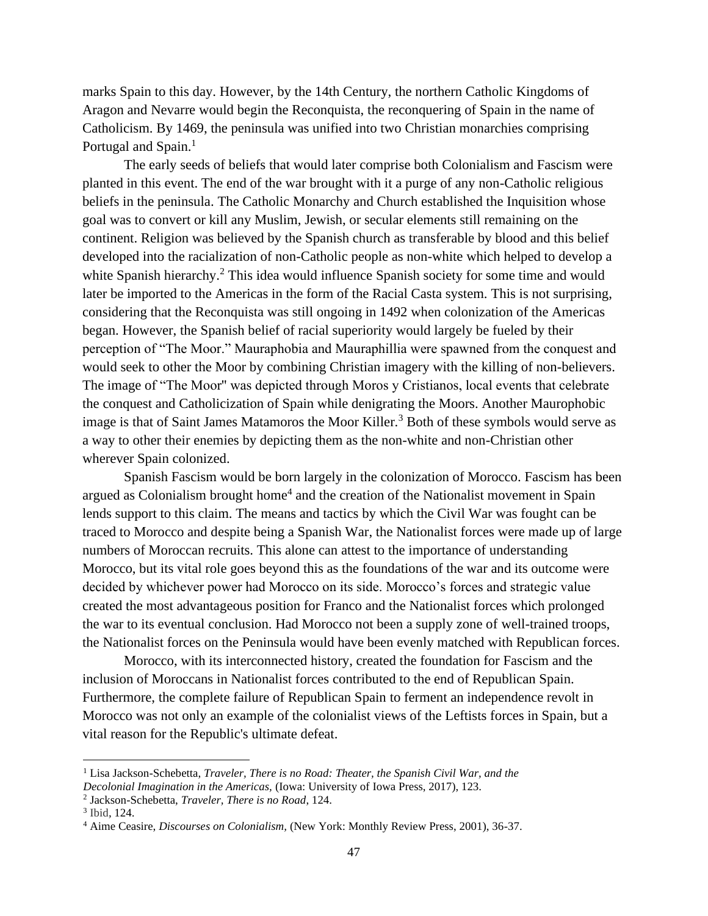marks Spain to this day. However, by the 14th Century, the northern Catholic Kingdoms of Aragon and Nevarre would begin the Reconquista, the reconquering of Spain in the name of Catholicism. By 1469, the peninsula was unified into two Christian monarchies comprising Portugal and Spain.[1]

The early seeds of beliefs that would later comprise both Colonialism and Fascism were planted in this event. The end of the war brought with it a purge of any non-Catholic religious beliefs in the peninsula. The Catholic Monarchy and Church established the Inquisition whose goal was to convert or kill any Muslim, Jewish, or secular elements still remaining on the continent. Religion was believed by the Spanish church as transferable by blood and this belief developed into the racialization of non-Catholic people as non-white which helped to develop a white Spanish hierarchy.[2] This idea would influence Spanish society for some time and would later be imported to the Americas in the form of the Racial Casta system. This is not surprising, considering that the Reconquista was still ongoing in 1492 when colonization of the Americas began. However, the Spanish belief of racial superiority would largely be fueled by their perception of "The Moor." Mauraphobia and Mauraphillia were spawned from the conquest and would seek to other the Moor by combining Christian imagery with the killing of non-believers. The image of "The Moor" was depicted through Moros y Cristianos, local events that celebrate the conquest and Catholicization of Spain while denigrating the Moors. Another Maurophobic image is that of Saint James Matamoros the Moor Killer.[3] Both of these symbols would serve as a way to other their enemies by depicting them as the non-white and non-Christian other wherever Spain colonized.

Spanish Fascism would be born largely in the colonization of Morocco. Fascism has been argued as Colonialism brought home[4] and the creation of the Nationalist movement in Spain lends support to this claim. The means and tactics by which the Civil War was fought can be traced to Morocco and despite being a Spanish War, the Nationalist forces were made up of large numbers of Moroccan recruits. This alone can attest to the importance of understanding Morocco, but its vital role goes beyond this as the foundations of the war and its outcome were decided by whichever power had Morocco on its side. Morocco's forces and strategic value created the most advantageous position for Franco and the Nationalist forces which prolonged the war to its eventual conclusion. Had Morocco not been a supply zone of well-trained troops, the Nationalist forces on the Peninsula would have been evenly matched with Republican forces.

Morocco, with its interconnected history, created the foundation for Fascism and the inclusion of Moroccans in Nationalist forces contributed to the end of Republican Spain. Furthermore, the complete failure of Republican Spain to ferment an independence revolt in Morocco was not only an example of the colonialist views of the Leftists forces in Spain, but a vital reason for the Republic's ultimate defeat.

---

[1] Lisa Jackson-Schebetta, *Traveler, There is no Road: Theater, the Spanish Civil War, and the Decolonial Imagination in the Americas,* (Iowa: University of Iowa Press, 2017), 123.

[2] Jackson-Schebetta, *Traveler, There is no Road,* 124.

[3] Ibid, 124.

[4] Aime Ceasire, *Discourses on Colonialism,* (New York: Monthly Review Press, 2001), 36-37.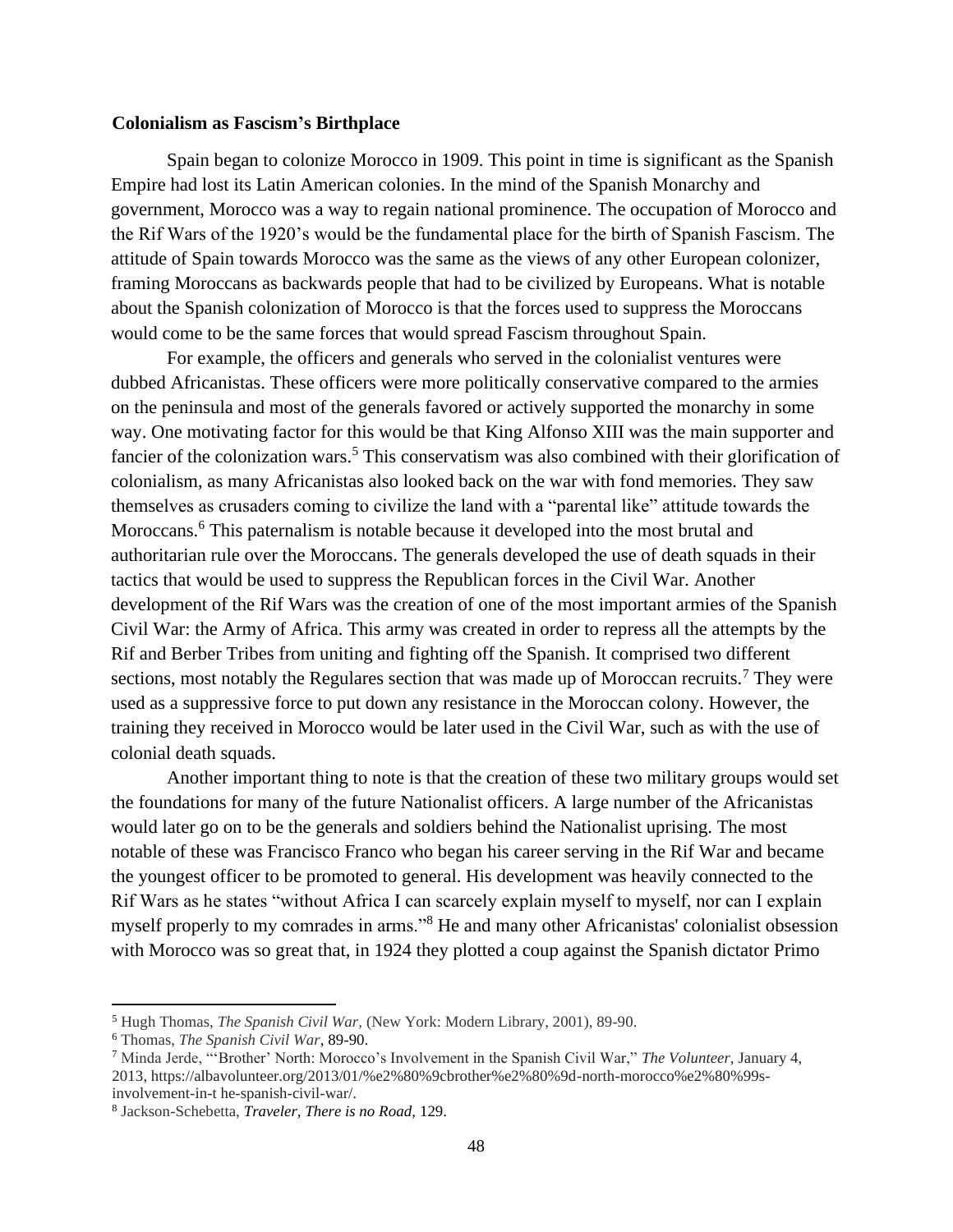**Colonialism as Fascism's Birthplace**

Spain began to colonize Morocco in 1909. This point in time is significant as the Spanish Empire had lost its Latin American colonies. In the mind of the Spanish Monarchy and government, Morocco was a way to regain national prominence. The occupation of Morocco and the Rif Wars of the 1920's would be the fundamental place for the birth of Spanish Fascism. The attitude of Spain towards Morocco was the same as the views of any other European colonizer, framing Moroccans as backwards people that had to be civilized by Europeans. What is notable about the Spanish colonization of Morocco is that the forces used to suppress the Moroccans would come to be the same forces that would spread Fascism throughout Spain.

For example, the officers and generals who served in the colonialist ventures were dubbed Africanistas. These officers were more politically conservative compared to the armies on the peninsula and most of the generals favored or actively supported the monarchy in some way. One motivating factor for this would be that King Alfonso XIII was the main supporter and fancier of the colonization wars.[5] This conservatism was also combined with their glorification of colonialism, as many Africanistas also looked back on the war with fond memories. They saw themselves as crusaders coming to civilize the land with a "parental like" attitude towards the Moroccans.[6] This paternalism is notable because it developed into the most brutal and authoritarian rule over the Moroccans. The generals developed the use of death squads in their tactics that would be used to suppress the Republican forces in the Civil War. Another development of the Rif Wars was the creation of one of the most important armies of the Spanish Civil War: the Army of Africa. This army was created in order to repress all the attempts by the Rif and Berber Tribes from uniting and fighting off the Spanish. It comprised two different sections, most notably the Regulares section that was made up of Moroccan recruits.[7] They were used as a suppressive force to put down any resistance in the Moroccan colony. However, the training they received in Morocco would be later used in the Civil War, such as with the use of colonial death squads.

Another important thing to note is that the creation of these two military groups would set the foundations for many of the future Nationalist officers. A large number of the Africanistas would later go on to be the generals and soldiers behind the Nationalist uprising. The most notable of these was Francisco Franco who began his career serving in the Rif War and became the youngest officer to be promoted to general. His development was heavily connected to the Rif Wars as he states "without Africa I can scarcely explain myself to myself, nor can I explain myself properly to my comrades in arms."[8] He and many other Africanistas' colonialist obsession with Morocco was so great that, in 1924 they plotted a coup against the Spanish dictator Primo

---

[5] Hugh Thomas, *The Spanish Civil War*, (New York: Modern Library, 2001), 89-90.

[6] Thomas, *The Spanish Civil War*, 89-90.

[7] Minda Jerde, "'Brother' North: Morocco's Involvement in the Spanish Civil War," *The Volunteer*, January 4, 2013, https://albavolunteer.org/2013/01/%e2%80%9cbrother%e2%80%9d-north-morocco%e2%80%99s-involvement-in-t he-spanish-civil-war/.

[8] Jackson-Schebetta, *Traveler, There is no Road*, 129.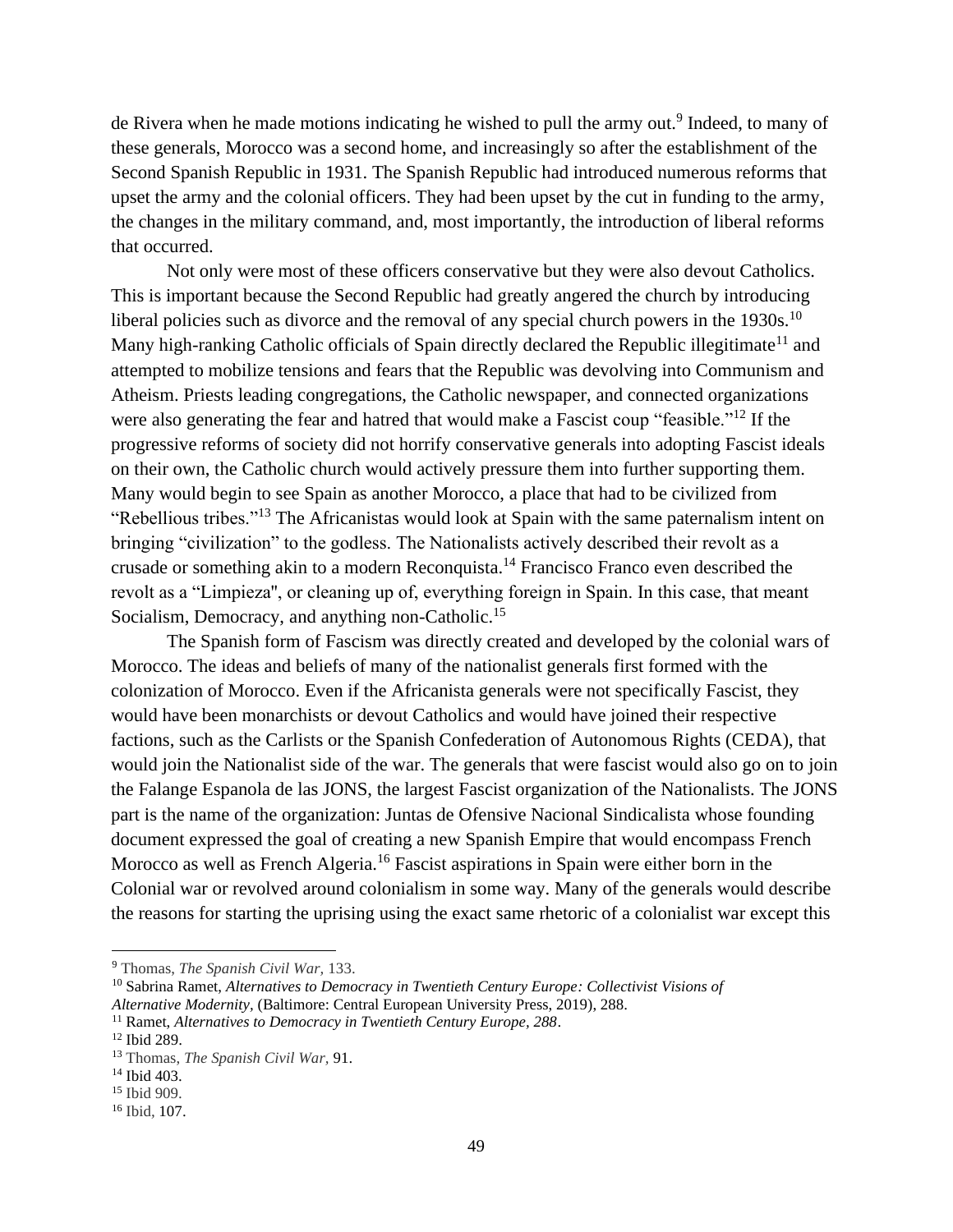de Rivera when he made motions indicating he wished to pull the army out.[9] Indeed, to many of these generals, Morocco was a second home, and increasingly so after the establishment of the Second Spanish Republic in 1931. The Spanish Republic had introduced numerous reforms that upset the army and the colonial officers. They had been upset by the cut in funding to the army, the changes in the military command, and, most importantly, the introduction of liberal reforms that occurred.

Not only were most of these officers conservative but they were also devout Catholics. This is important because the Second Republic had greatly angered the church by introducing liberal policies such as divorce and the removal of any special church powers in the 1930s.[10] Many high-ranking Catholic officials of Spain directly declared the Republic illegitimate[11] and attempted to mobilize tensions and fears that the Republic was devolving into Communism and Atheism. Priests leading congregations, the Catholic newspaper, and connected organizations were also generating the fear and hatred that would make a Fascist coup "feasible."[12] If the progressive reforms of society did not horrify conservative generals into adopting Fascist ideals on their own, the Catholic church would actively pressure them into further supporting them. Many would begin to see Spain as another Morocco, a place that had to be civilized from "Rebellious tribes."[13] The Africanistas would look at Spain with the same paternalism intent on bringing "civilization" to the godless. The Nationalists actively described their revolt as a crusade or something akin to a modern Reconquista.[14] Francisco Franco even described the revolt as a "Limpieza", or cleaning up of, everything foreign in Spain. In this case, that meant Socialism, Democracy, and anything non-Catholic.[15]

The Spanish form of Fascism was directly created and developed by the colonial wars of Morocco. The ideas and beliefs of many of the nationalist generals first formed with the colonization of Morocco. Even if the Africanista generals were not specifically Fascist, they would have been monarchists or devout Catholics and would have joined their respective factions, such as the Carlists or the Spanish Confederation of Autonomous Rights (CEDA), that would join the Nationalist side of the war. The generals that were fascist would also go on to join the Falange Espanola de las JONS, the largest Fascist organization of the Nationalists. The JONS part is the name of the organization: Juntas de Ofensive Nacional Sindicalista whose founding document expressed the goal of creating a new Spanish Empire that would encompass French Morocco as well as French Algeria.[16] Fascist aspirations in Spain were either born in the Colonial war or revolved around colonialism in some way. Many of the generals would describe the reasons for starting the uprising using the exact same rhetoric of a colonialist war except this

---

[9] Thomas, *The Spanish Civil War*, 133.

[10] Sabrina Ramet, *Alternatives to Democracy in Twentieth Century Europe: Collectivist Visions of Alternative Modernity*, (Baltimore: Central European University Press, 2019), 288.

[11] Ramet, *Alternatives to Democracy in Twentieth Century Europe, 288*.

[12] Ibid 289.

[13] Thomas, *The Spanish Civil War*, 91.

[14] Ibid 403.

[15] Ibid 909.

[16] Ibid, 107.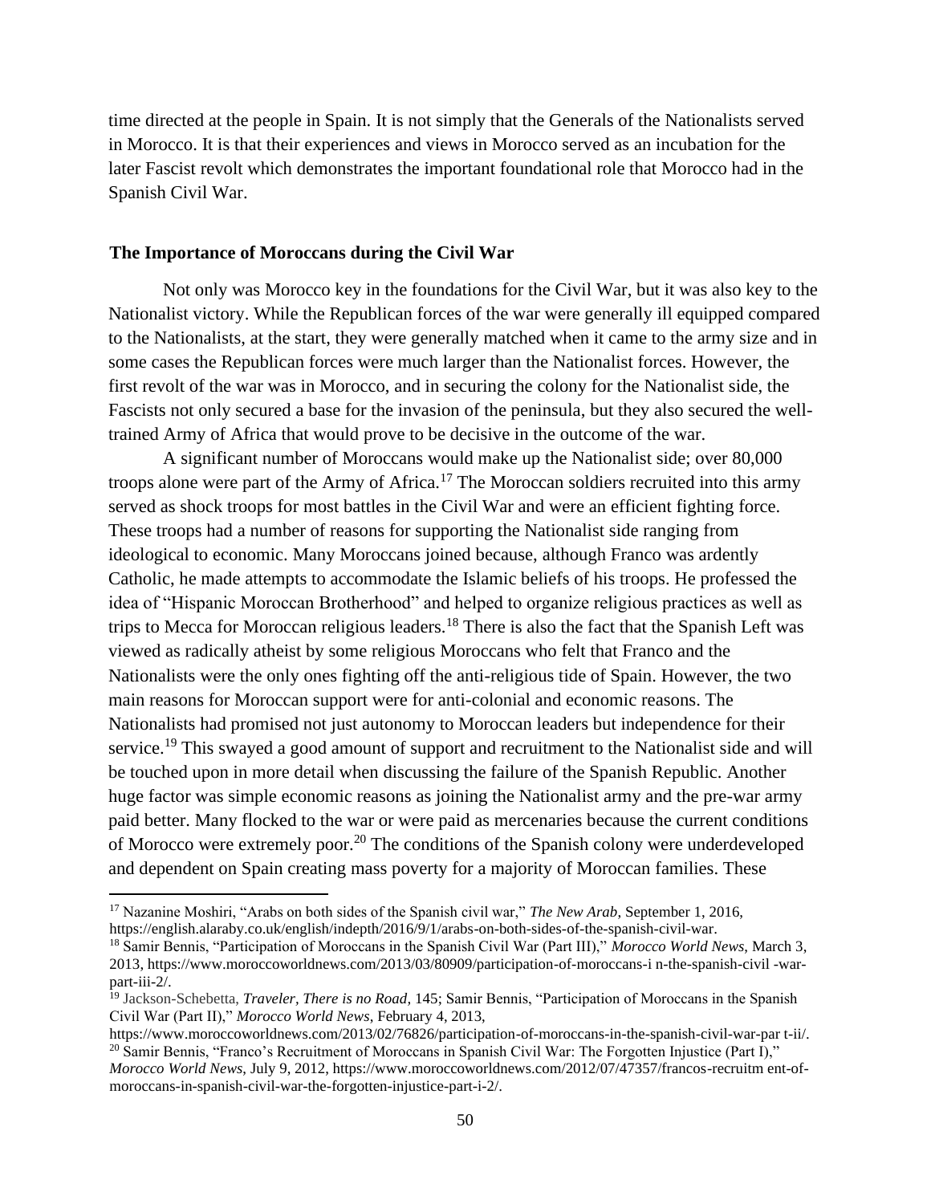time directed at the people in Spain. It is not simply that the Generals of the Nationalists served in Morocco. It is that their experiences and views in Morocco served as an incubation for the later Fascist revolt which demonstrates the important foundational role that Morocco had in the Spanish Civil War.

## The Importance of Moroccans during the Civil War

Not only was Morocco key in the foundations for the Civil War, but it was also key to the Nationalist victory. While the Republican forces of the war were generally ill equipped compared to the Nationalists, at the start, they were generally matched when it came to the army size and in some cases the Republican forces were much larger than the Nationalist forces. However, the first revolt of the war was in Morocco, and in securing the colony for the Nationalist side, the Fascists not only secured a base for the invasion of the peninsula, but they also secured the well-trained Army of Africa that would prove to be decisive in the outcome of the war.

A significant number of Moroccans would make up the Nationalist side; over 80,000 troops alone were part of the Army of Africa.[17] The Moroccan soldiers recruited into this army served as shock troops for most battles in the Civil War and were an efficient fighting force. These troops had a number of reasons for supporting the Nationalist side ranging from ideological to economic. Many Moroccans joined because, although Franco was ardently Catholic, he made attempts to accommodate the Islamic beliefs of his troops. He professed the idea of "Hispanic Moroccan Brotherhood" and helped to organize religious practices as well as trips to Mecca for Moroccan religious leaders.[18] There is also the fact that the Spanish Left was viewed as radically atheist by some religious Moroccans who felt that Franco and the Nationalists were the only ones fighting off the anti-religious tide of Spain. However, the two main reasons for Moroccan support were for anti-colonial and economic reasons. The Nationalists had promised not just autonomy to Moroccan leaders but independence for their service.[19] This swayed a good amount of support and recruitment to the Nationalist side and will be touched upon in more detail when discussing the failure of the Spanish Republic. Another huge factor was simple economic reasons as joining the Nationalist army and the pre-war army paid better. Many flocked to the war or were paid as mercenaries because the current conditions of Morocco were extremely poor.[20] The conditions of the Spanish colony were underdeveloped and dependent on Spain creating mass poverty for a majority of Moroccan families. These

---

[17] Nazanine Moshiri, "Arabs on both sides of the Spanish civil war," *The New Arab*, September 1, 2016, https://english.alaraby.co.uk/english/indepth/2016/9/1/arabs-on-both-sides-of-the-spanish-civil-war.

[18] Samir Bennis, "Participation of Moroccans in the Spanish Civil War (Part III)," *Morocco World News*, March 3, 2013, https://www.moroccoworldnews.com/2013/03/80909/participation-of-moroccans-i n-the-spanish-civil -war-part-iii-2/.

[19] Jackson-Schebetta, *Traveler, There is no Road*, 145; Samir Bennis, "Participation of Moroccans in the Spanish Civil War (Part II)," *Morocco World News*, February 4, 2013, https://www.moroccoworldnews.com/2013/02/76826/participation-of-moroccans-in-the-spanish-civil-war-par t-ii/.

[20] Samir Bennis, "Franco's Recruitment of Moroccans in Spanish Civil War: The Forgotten Injustice (Part I)," *Morocco World News*, July 9, 2012, https://www.moroccoworldnews.com/2012/07/47357/francos-recruitm ent-of-moroccans-in-spanish-civil-war-the-forgotten-injustice-part-i-2/.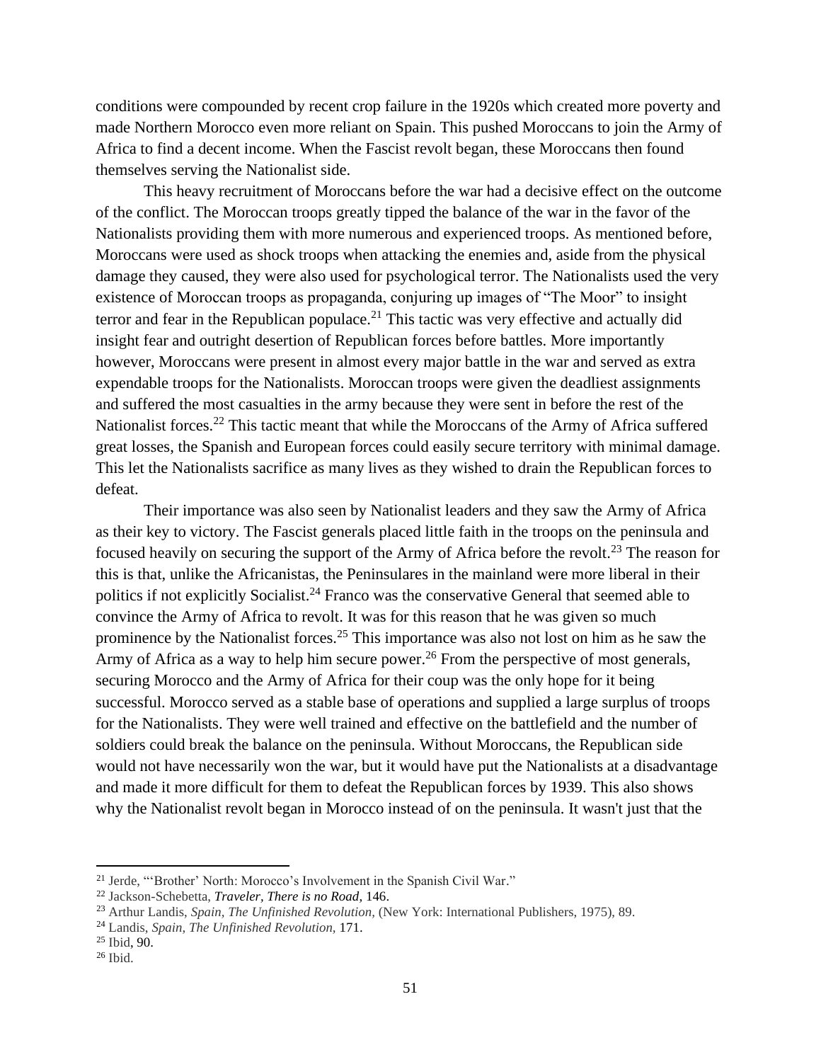conditions were compounded by recent crop failure in the 1920s which created more poverty and made Northern Morocco even more reliant on Spain. This pushed Moroccans to join the Army of Africa to find a decent income. When the Fascist revolt began, these Moroccans then found themselves serving the Nationalist side.

This heavy recruitment of Moroccans before the war had a decisive effect on the outcome of the conflict. The Moroccan troops greatly tipped the balance of the war in the favor of the Nationalists providing them with more numerous and experienced troops. As mentioned before, Moroccans were used as shock troops when attacking the enemies and, aside from the physical damage they caused, they were also used for psychological terror. The Nationalists used the very existence of Moroccan troops as propaganda, conjuring up images of "The Moor" to insight terror and fear in the Republican populace.[21] This tactic was very effective and actually did insight fear and outright desertion of Republican forces before battles. More importantly however, Moroccans were present in almost every major battle in the war and served as extra expendable troops for the Nationalists. Moroccan troops were given the deadliest assignments and suffered the most casualties in the army because they were sent in before the rest of the Nationalist forces.[22] This tactic meant that while the Moroccans of the Army of Africa suffered great losses, the Spanish and European forces could easily secure territory with minimal damage. This let the Nationalists sacrifice as many lives as they wished to drain the Republican forces to defeat.

Their importance was also seen by Nationalist leaders and they saw the Army of Africa as their key to victory. The Fascist generals placed little faith in the troops on the peninsula and focused heavily on securing the support of the Army of Africa before the revolt.[23] The reason for this is that, unlike the Africanistas, the Peninsulares in the mainland were more liberal in their politics if not explicitly Socialist.[24] Franco was the conservative General that seemed able to convince the Army of Africa to revolt. It was for this reason that he was given so much prominence by the Nationalist forces.[25] This importance was also not lost on him as he saw the Army of Africa as a way to help him secure power.[26] From the perspective of most generals, securing Morocco and the Army of Africa for their coup was the only hope for it being successful. Morocco served as a stable base of operations and supplied a large surplus of troops for the Nationalists. They were well trained and effective on the battlefield and the number of soldiers could break the balance on the peninsula. Without Moroccans, the Republican side would not have necessarily won the war, but it would have put the Nationalists at a disadvantage and made it more difficult for them to defeat the Republican forces by 1939. This also shows why the Nationalist revolt began in Morocco instead of on the peninsula. It wasn't just that the

---

[21] Jerde, "'Brother' North: Morocco's Involvement in the Spanish Civil War."

[22] Jackson-Schebetta, ***Traveler, There is no Road,*** 146.

[23] Arthur Landis, *Spain, The Unfinished Revolution,* (New York: International Publishers, 1975), 89.

[24] Landis, *Spain, The Unfinished Revolution,* 171.

[25] Ibid, 90.

[26] Ibid.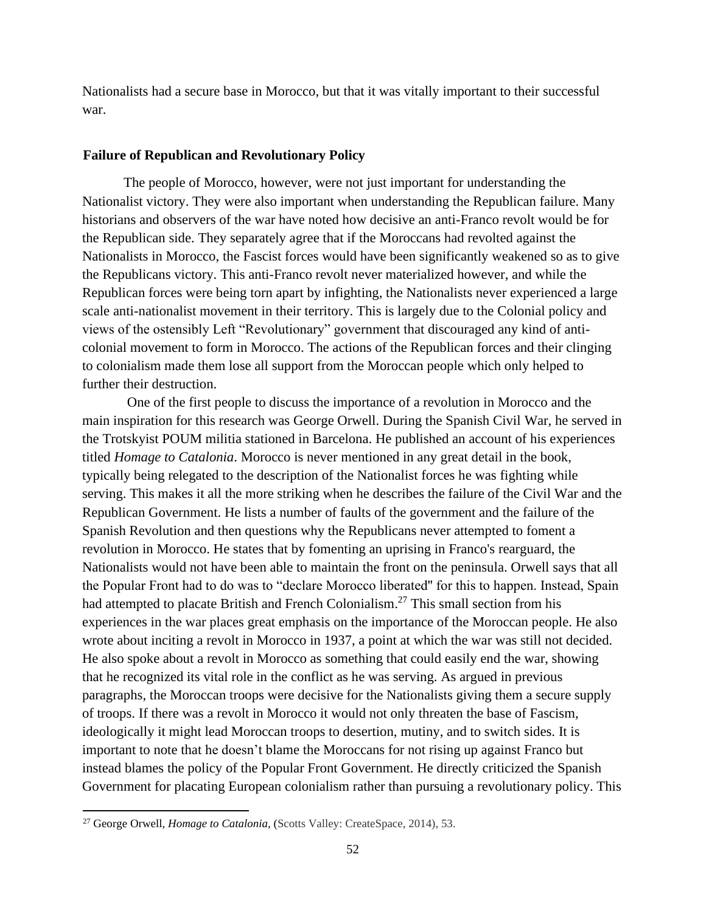Nationalists had a secure base in Morocco, but that it was vitally important to their successful war.

### Failure of Republican and Revolutionary Policy

The people of Morocco, however, were not just important for understanding the Nationalist victory. They were also important when understanding the Republican failure. Many historians and observers of the war have noted how decisive an anti-Franco revolt would be for the Republican side. They separately agree that if the Moroccans had revolted against the Nationalists in Morocco, the Fascist forces would have been significantly weakened so as to give the Republicans victory. This anti-Franco revolt never materialized however, and while the Republican forces were being torn apart by infighting, the Nationalists never experienced a large scale anti-nationalist movement in their territory. This is largely due to the Colonial policy and views of the ostensibly Left "Revolutionary" government that discouraged any kind of anti-colonial movement to form in Morocco. The actions of the Republican forces and their clinging to colonialism made them lose all support from the Moroccan people which only helped to further their destruction.

One of the first people to discuss the importance of a revolution in Morocco and the main inspiration for this research was George Orwell. During the Spanish Civil War, he served in the Trotskyist POUM militia stationed in Barcelona. He published an account of his experiences titled *Homage to Catalonia*. Morocco is never mentioned in any great detail in the book, typically being relegated to the description of the Nationalist forces he was fighting while serving. This makes it all the more striking when he describes the failure of the Civil War and the Republican Government. He lists a number of faults of the government and the failure of the Spanish Revolution and then questions why the Republicans never attempted to foment a revolution in Morocco. He states that by fomenting an uprising in Franco's rearguard, the Nationalists would not have been able to maintain the front on the peninsula. Orwell says that all the Popular Front had to do was to "declare Morocco liberated" for this to happen. Instead, Spain had attempted to placate British and French Colonialism.[27] This small section from his experiences in the war places great emphasis on the importance of the Moroccan people. He also wrote about inciting a revolt in Morocco in 1937, a point at which the war was still not decided. He also spoke about a revolt in Morocco as something that could easily end the war, showing that he recognized its vital role in the conflict as he was serving. As argued in previous paragraphs, the Moroccan troops were decisive for the Nationalists giving them a secure supply of troops. If there was a revolt in Morocco it would not only threaten the base of Fascism, ideologically it might lead Moroccan troops to desertion, mutiny, and to switch sides. It is important to note that he doesn't blame the Moroccans for not rising up against Franco but instead blames the policy of the Popular Front Government. He directly criticized the Spanish Government for placating European colonialism rather than pursuing a revolutionary policy. This

[27] George Orwell, *Homage to Catalonia*, (Scotts Valley: CreateSpace, 2014), 53.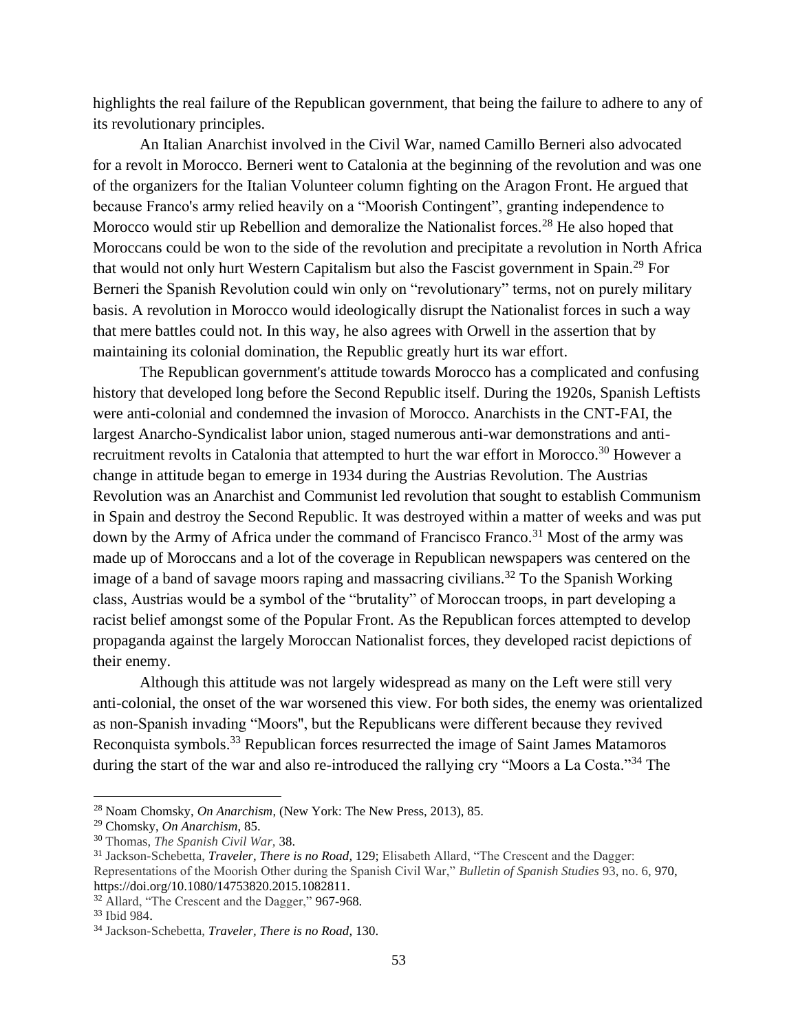highlights the real failure of the Republican government, that being the failure to adhere to any of its revolutionary principles.

An Italian Anarchist involved in the Civil War, named Camillo Berneri also advocated for a revolt in Morocco. Berneri went to Catalonia at the beginning of the revolution and was one of the organizers for the Italian Volunteer column fighting on the Aragon Front. He argued that because Franco's army relied heavily on a "Moorish Contingent", granting independence to Morocco would stir up Rebellion and demoralize the Nationalist forces.[28] He also hoped that Moroccans could be won to the side of the revolution and precipitate a revolution in North Africa that would not only hurt Western Capitalism but also the Fascist government in Spain.[29] For Berneri the Spanish Revolution could win only on "revolutionary" terms, not on purely military basis. A revolution in Morocco would ideologically disrupt the Nationalist forces in such a way that mere battles could not. In this way, he also agrees with Orwell in the assertion that by maintaining its colonial domination, the Republic greatly hurt its war effort.

The Republican government's attitude towards Morocco has a complicated and confusing history that developed long before the Second Republic itself. During the 1920s, Spanish Leftists were anti-colonial and condemned the invasion of Morocco. Anarchists in the CNT-FAI, the largest Anarcho-Syndicalist labor union, staged numerous anti-war demonstrations and anti-recruitment revolts in Catalonia that attempted to hurt the war effort in Morocco.[30] However a change in attitude began to emerge in 1934 during the Austrias Revolution. The Austrias Revolution was an Anarchist and Communist led revolution that sought to establish Communism in Spain and destroy the Second Republic. It was destroyed within a matter of weeks and was put down by the Army of Africa under the command of Francisco Franco.[31] Most of the army was made up of Moroccans and a lot of the coverage in Republican newspapers was centered on the image of a band of savage moors raping and massacring civilians.[32] To the Spanish Working class, Austrias would be a symbol of the "brutality" of Moroccan troops, in part developing a racist belief amongst some of the Popular Front. As the Republican forces attempted to develop propaganda against the largely Moroccan Nationalist forces, they developed racist depictions of their enemy.

Although this attitude was not largely widespread as many on the Left were still very anti-colonial, the onset of the war worsened this view. For both sides, the enemy was orientalized as non-Spanish invading "Moors", but the Republicans were different because they revived Reconquista symbols.[33] Republican forces resurrected the image of Saint James Matamoros during the start of the war and also re-introduced the rallying cry "Moors a La Costa."[34] The

---

[28] Noam Chomsky, *On Anarchism*, (New York: The New Press, 2013), 85.

[29] Chomsky, *On Anarchism*, 85.

[30] Thomas, *The Spanish Civil War*, 38.

[31] Jackson-Schebetta, ***Traveler, There is no Road***, 129; Elisabeth Allard, "The Crescent and the Dagger: Representations of the Moorish Other during the Spanish Civil War," *Bulletin of Spanish Studies* 93, no. 6, 970, https://doi.org/10.1080/14753820.2015.1082811.

[32] Allard, "The Crescent and the Dagger," 967-968.

[33] Ibid 984.

[34] Jackson-Schebetta, *Traveler, There is no Road*, 130.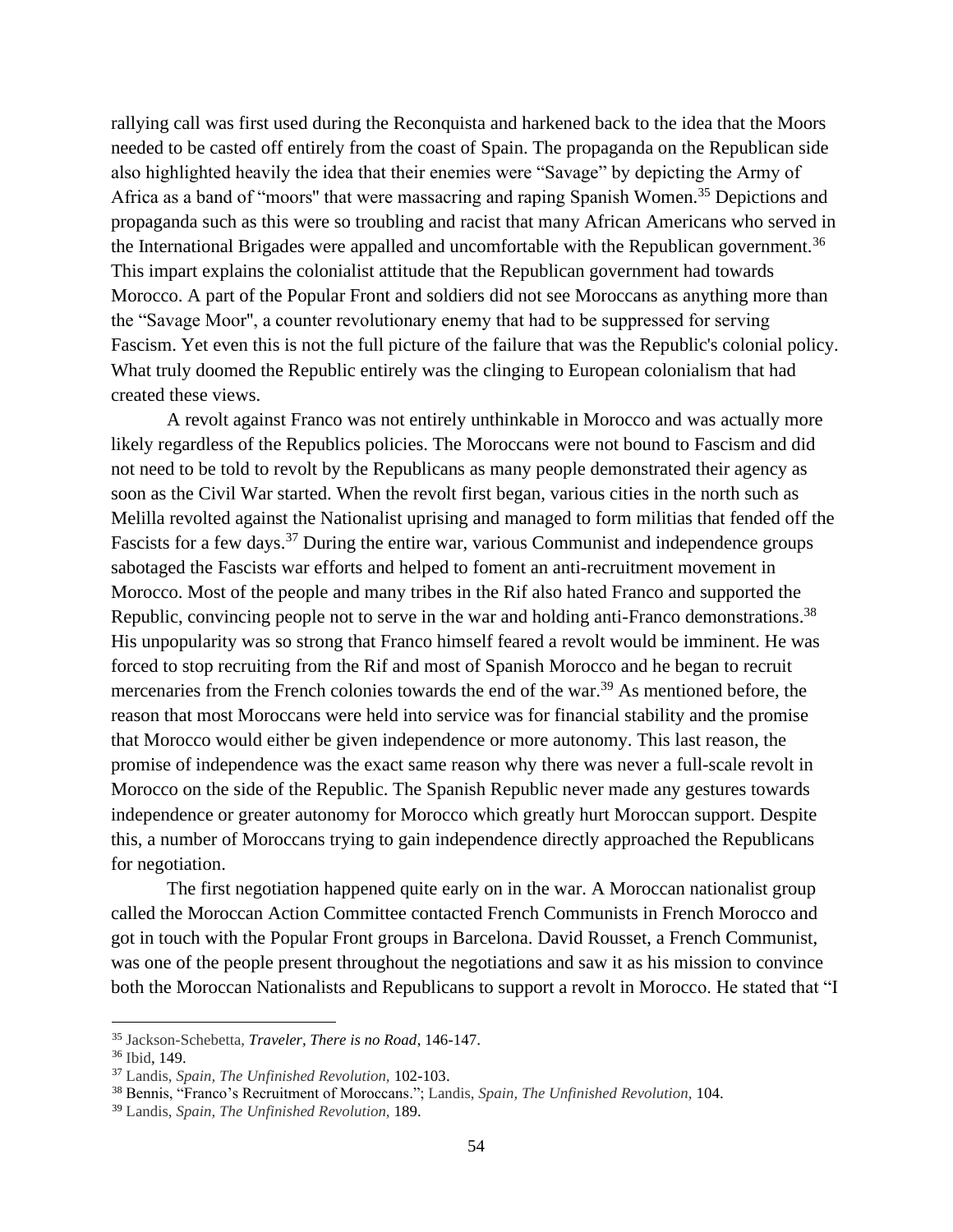rallying call was first used during the Reconquista and harkened back to the idea that the Moors needed to be casted off entirely from the coast of Spain. The propaganda on the Republican side also highlighted heavily the idea that their enemies were "Savage" by depicting the Army of Africa as a band of "moors" that were massacring and raping Spanish Women.[35] Depictions and propaganda such as this were so troubling and racist that many African Americans who served in the International Brigades were appalled and uncomfortable with the Republican government.[36] This impart explains the colonialist attitude that the Republican government had towards Morocco. A part of the Popular Front and soldiers did not see Moroccans as anything more than the "Savage Moor", a counter revolutionary enemy that had to be suppressed for serving Fascism. Yet even this is not the full picture of the failure that was the Republic's colonial policy. What truly doomed the Republic entirely was the clinging to European colonialism that had created these views.

A revolt against Franco was not entirely unthinkable in Morocco and was actually more likely regardless of the Republics policies. The Moroccans were not bound to Fascism and did not need to be told to revolt by the Republicans as many people demonstrated their agency as soon as the Civil War started. When the revolt first began, various cities in the north such as Melilla revolted against the Nationalist uprising and managed to form militias that fended off the Fascists for a few days.[37] During the entire war, various Communist and independence groups sabotaged the Fascists war efforts and helped to foment an anti-recruitment movement in Morocco. Most of the people and many tribes in the Rif also hated Franco and supported the Republic, convincing people not to serve in the war and holding anti-Franco demonstrations.[38] His unpopularity was so strong that Franco himself feared a revolt would be imminent. He was forced to stop recruiting from the Rif and most of Spanish Morocco and he began to recruit mercenaries from the French colonies towards the end of the war.[39] As mentioned before, the reason that most Moroccans were held into service was for financial stability and the promise that Morocco would either be given independence or more autonomy. This last reason, the promise of independence was the exact same reason why there was never a full-scale revolt in Morocco on the side of the Republic. The Spanish Republic never made any gestures towards independence or greater autonomy for Morocco which greatly hurt Moroccan support. Despite this, a number of Moroccans trying to gain independence directly approached the Republicans for negotiation.

The first negotiation happened quite early on in the war. A Moroccan nationalist group called the Moroccan Action Committee contacted French Communists in French Morocco and got in touch with the Popular Front groups in Barcelona. David Rousset, a French Communist, was one of the people present throughout the negotiations and saw it as his mission to convince both the Moroccan Nationalists and Republicans to support a revolt in Morocco. He stated that "I

---

[35] Jackson-Schebetta, *Traveler, There is no Road*, 146-147.

[36] Ibid, 149.

[37] Landis, *Spain, The Unfinished Revolution,* 102-103.

[38] Bennis, "Franco's Recruitment of Moroccans."; Landis, *Spain, The Unfinished Revolution*, 104.

[39] Landis, *Spain, The Unfinished Revolution*, 189.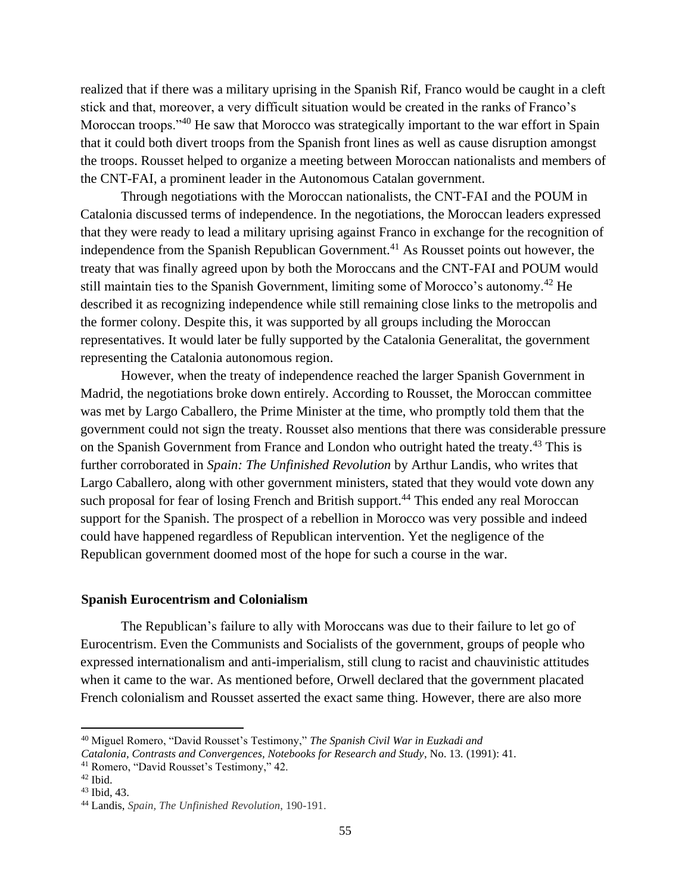realized that if there was a military uprising in the Spanish Rif, Franco would be caught in a cleft stick and that, moreover, a very difficult situation would be created in the ranks of Franco's Moroccan troops."[40] He saw that Morocco was strategically important to the war effort in Spain that it could both divert troops from the Spanish front lines as well as cause disruption amongst the troops. Rousset helped to organize a meeting between Moroccan nationalists and members of the CNT-FAI, a prominent leader in the Autonomous Catalan government.

Through negotiations with the Moroccan nationalists, the CNT-FAI and the POUM in Catalonia discussed terms of independence. In the negotiations, the Moroccan leaders expressed that they were ready to lead a military uprising against Franco in exchange for the recognition of independence from the Spanish Republican Government.[41] As Rousset points out however, the treaty that was finally agreed upon by both the Moroccans and the CNT-FAI and POUM would still maintain ties to the Spanish Government, limiting some of Morocco's autonomy.[42] He described it as recognizing independence while still remaining close links to the metropolis and the former colony. Despite this, it was supported by all groups including the Moroccan representatives. It would later be fully supported by the Catalonia Generalitat, the government representing the Catalonia autonomous region.

However, when the treaty of independence reached the larger Spanish Government in Madrid, the negotiations broke down entirely. According to Rousset, the Moroccan committee was met by Largo Caballero, the Prime Minister at the time, who promptly told them that the government could not sign the treaty. Rousset also mentions that there was considerable pressure on the Spanish Government from France and London who outright hated the treaty.[43] This is further corroborated in *Spain: The Unfinished Revolution* by Arthur Landis, who writes that Largo Caballero, along with other government ministers, stated that they would vote down any such proposal for fear of losing French and British support.[44] This ended any real Moroccan support for the Spanish. The prospect of a rebellion in Morocco was very possible and indeed could have happened regardless of Republican intervention. Yet the negligence of the Republican government doomed most of the hope for such a course in the war.

### Spanish Eurocentrism and Colonialism

The Republican's failure to ally with Moroccans was due to their failure to let go of Eurocentrism. Even the Communists and Socialists of the government, groups of people who expressed internationalism and anti-imperialism, still clung to racist and chauvinistic attitudes when it came to the war. As mentioned before, Orwell declared that the government placated French colonialism and Rousset asserted the exact same thing. However, there are also more

---

[40] Miguel Romero, "David Rousset's Testimony," *The Spanish Civil War in Euzkadi and Catalonia, Contrasts and Convergences, Notebooks for Research and Study*, No. 13. (1991): 41.

[41] Romero, "David Rousset's Testimony," 42.

[42] Ibid.

[43] Ibid, 43.

[44] Landis, *Spain, The Unfinished Revolution*, 190-191.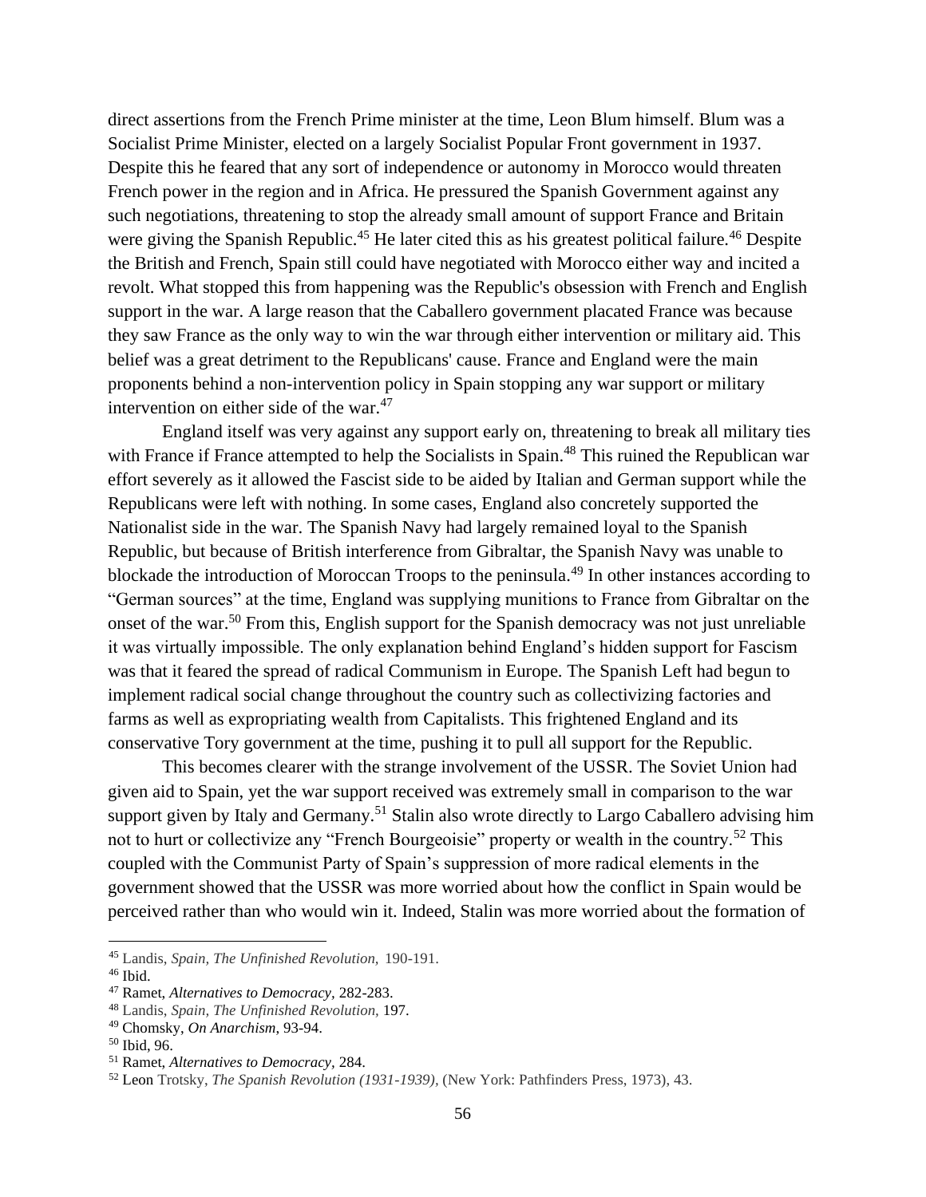direct assertions from the French Prime minister at the time, Leon Blum himself. Blum was a Socialist Prime Minister, elected on a largely Socialist Popular Front government in 1937. Despite this he feared that any sort of independence or autonomy in Morocco would threaten French power in the region and in Africa. He pressured the Spanish Government against any such negotiations, threatening to stop the already small amount of support France and Britain were giving the Spanish Republic.[45] He later cited this as his greatest political failure.[46] Despite the British and French, Spain still could have negotiated with Morocco either way and incited a revolt. What stopped this from happening was the Republic's obsession with French and English support in the war. A large reason that the Caballero government placated France was because they saw France as the only way to win the war through either intervention or military aid. This belief was a great detriment to the Republicans' cause. France and England were the main proponents behind a non-intervention policy in Spain stopping any war support or military intervention on either side of the war.[47]

England itself was very against any support early on, threatening to break all military ties with France if France attempted to help the Socialists in Spain.[48] This ruined the Republican war effort severely as it allowed the Fascist side to be aided by Italian and German support while the Republicans were left with nothing. In some cases, England also concretely supported the Nationalist side in the war. The Spanish Navy had largely remained loyal to the Spanish Republic, but because of British interference from Gibraltar, the Spanish Navy was unable to blockade the introduction of Moroccan Troops to the peninsula.[49] In other instances according to "German sources" at the time, England was supplying munitions to France from Gibraltar on the onset of the war.[50] From this, English support for the Spanish democracy was not just unreliable it was virtually impossible. The only explanation behind England's hidden support for Fascism was that it feared the spread of radical Communism in Europe. The Spanish Left had begun to implement radical social change throughout the country such as collectivizing factories and farms as well as expropriating wealth from Capitalists. This frightened England and its conservative Tory government at the time, pushing it to pull all support for the Republic.

This becomes clearer with the strange involvement of the USSR. The Soviet Union had given aid to Spain, yet the war support received was extremely small in comparison to the war support given by Italy and Germany.[51] Stalin also wrote directly to Largo Caballero advising him not to hurt or collectivize any "French Bourgeoisie" property or wealth in the country.[52] This coupled with the Communist Party of Spain's suppression of more radical elements in the government showed that the USSR was more worried about how the conflict in Spain would be perceived rather than who would win it. Indeed, Stalin was more worried about the formation of

---

[45] Landis, *Spain, The Unfinished Revolution,* 190-191.

[46] Ibid.

[47] Ramet, *Alternatives to Democracy*, 282-283.

[48] Landis, *Spain, The Unfinished Revolution,* 197.

[49] Chomsky, *On Anarchism*, 93-94.

[50] Ibid, 96.

[51] Ramet, *Alternatives to Democracy*, 284.

[52] Leon Trotsky, *The Spanish Revolution (1931-1939)*, (New York: Pathfinders Press, 1973), 43.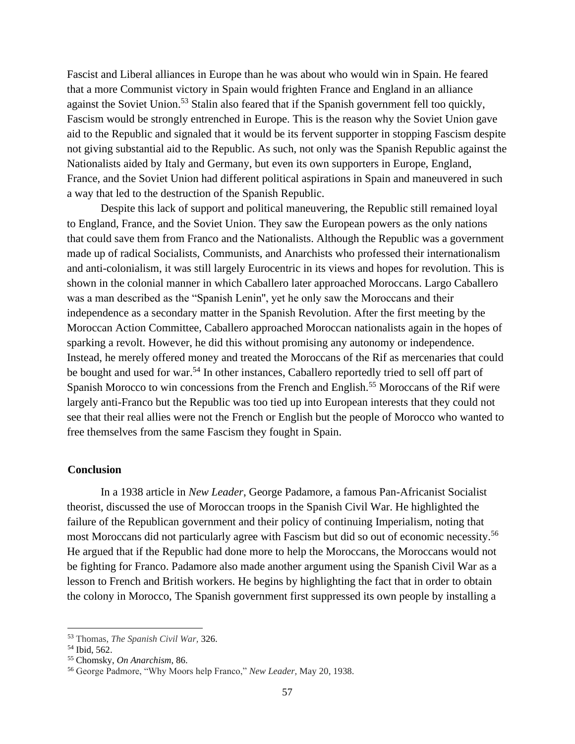Fascist and Liberal alliances in Europe than he was about who would win in Spain. He feared that a more Communist victory in Spain would frighten France and England in an alliance against the Soviet Union.[53] Stalin also feared that if the Spanish government fell too quickly, Fascism would be strongly entrenched in Europe. This is the reason why the Soviet Union gave aid to the Republic and signaled that it would be its fervent supporter in stopping Fascism despite not giving substantial aid to the Republic. As such, not only was the Spanish Republic against the Nationalists aided by Italy and Germany, but even its own supporters in Europe, England, France, and the Soviet Union had different political aspirations in Spain and maneuvered in such a way that led to the destruction of the Spanish Republic.

Despite this lack of support and political maneuvering, the Republic still remained loyal to England, France, and the Soviet Union. They saw the European powers as the only nations that could save them from Franco and the Nationalists. Although the Republic was a government made up of radical Socialists, Communists, and Anarchists who professed their internationalism and anti-colonialism, it was still largely Eurocentric in its views and hopes for revolution. This is shown in the colonial manner in which Caballero later approached Moroccans. Largo Caballero was a man described as the "Spanish Lenin", yet he only saw the Moroccans and their independence as a secondary matter in the Spanish Revolution. After the first meeting by the Moroccan Action Committee, Caballero approached Moroccan nationalists again in the hopes of sparking a revolt. However, he did this without promising any autonomy or independence. Instead, he merely offered money and treated the Moroccans of the Rif as mercenaries that could be bought and used for war.[54] In other instances, Caballero reportedly tried to sell off part of Spanish Morocco to win concessions from the French and English.[55] Moroccans of the Rif were largely anti-Franco but the Republic was too tied up into European interests that they could not see that their real allies were not the French or English but the people of Morocco who wanted to free themselves from the same Fascism they fought in Spain.

## Conclusion

In a 1938 article in *New Leader*, George Padamore, a famous Pan-Africanist Socialist theorist, discussed the use of Moroccan troops in the Spanish Civil War. He highlighted the failure of the Republican government and their policy of continuing Imperialism, noting that most Moroccans did not particularly agree with Fascism but did so out of economic necessity.[56] He argued that if the Republic had done more to help the Moroccans, the Moroccans would not be fighting for Franco. Padamore also made another argument using the Spanish Civil War as a lesson to French and British workers. He begins by highlighting the fact that in order to obtain the colony in Morocco, The Spanish government first suppressed its own people by installing a

[53] Thomas, *The Spanish Civil War,* 326.
[54] Ibid, 562.
[55] Chomsky, *On Anarchism*, 86.
[56] George Padmore, "Why Moors help Franco," *New Leader,* May 20, 1938.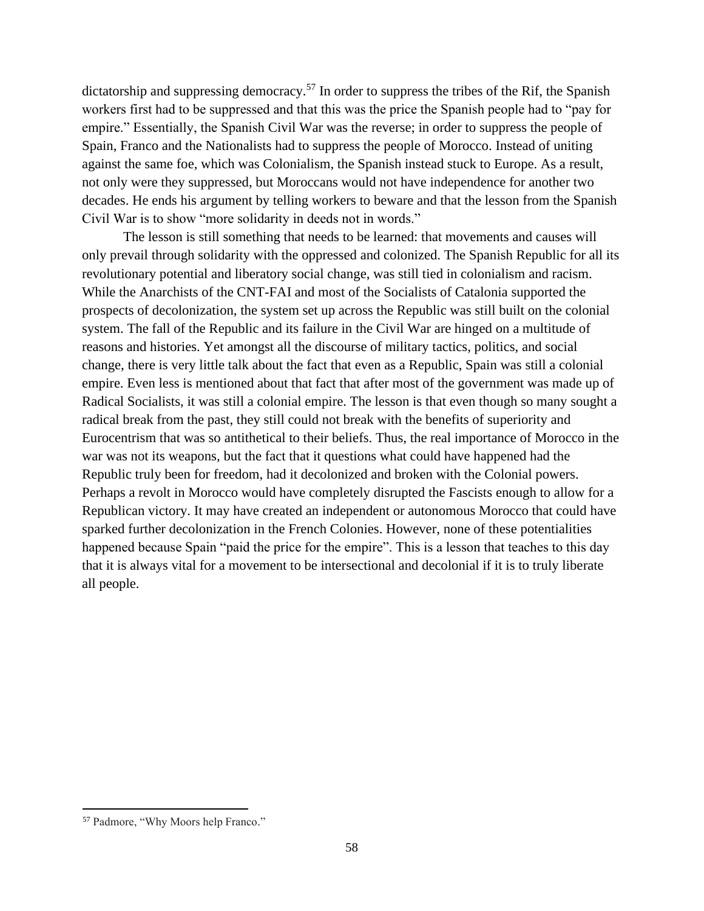dictatorship and suppressing democracy.[57] In order to suppress the tribes of the Rif, the Spanish workers first had to be suppressed and that this was the price the Spanish people had to "pay for empire." Essentially, the Spanish Civil War was the reverse; in order to suppress the people of Spain, Franco and the Nationalists had to suppress the people of Morocco. Instead of uniting against the same foe, which was Colonialism, the Spanish instead stuck to Europe. As a result, not only were they suppressed, but Moroccans would not have independence for another two decades. He ends his argument by telling workers to beware and that the lesson from the Spanish Civil War is to show "more solidarity in deeds not in words."

The lesson is still something that needs to be learned: that movements and causes will only prevail through solidarity with the oppressed and colonized. The Spanish Republic for all its revolutionary potential and liberatory social change, was still tied in colonialism and racism. While the Anarchists of the CNT-FAI and most of the Socialists of Catalonia supported the prospects of decolonization, the system set up across the Republic was still built on the colonial system. The fall of the Republic and its failure in the Civil War are hinged on a multitude of reasons and histories. Yet amongst all the discourse of military tactics, politics, and social change, there is very little talk about the fact that even as a Republic, Spain was still a colonial empire. Even less is mentioned about that fact that after most of the government was made up of Radical Socialists, it was still a colonial empire. The lesson is that even though so many sought a radical break from the past, they still could not break with the benefits of superiority and Eurocentrism that was so antithetical to their beliefs. Thus, the real importance of Morocco in the war was not its weapons, but the fact that it questions what could have happened had the Republic truly been for freedom, had it decolonized and broken with the Colonial powers. Perhaps a revolt in Morocco would have completely disrupted the Fascists enough to allow for a Republican victory. It may have created an independent or autonomous Morocco that could have sparked further decolonization in the French Colonies. However, none of these potentialities happened because Spain "paid the price for the empire". This is a lesson that teaches to this day that it is always vital for a movement to be intersectional and decolonial if it is to truly liberate all people.

[57] Padmore, "Why Moors help Franco."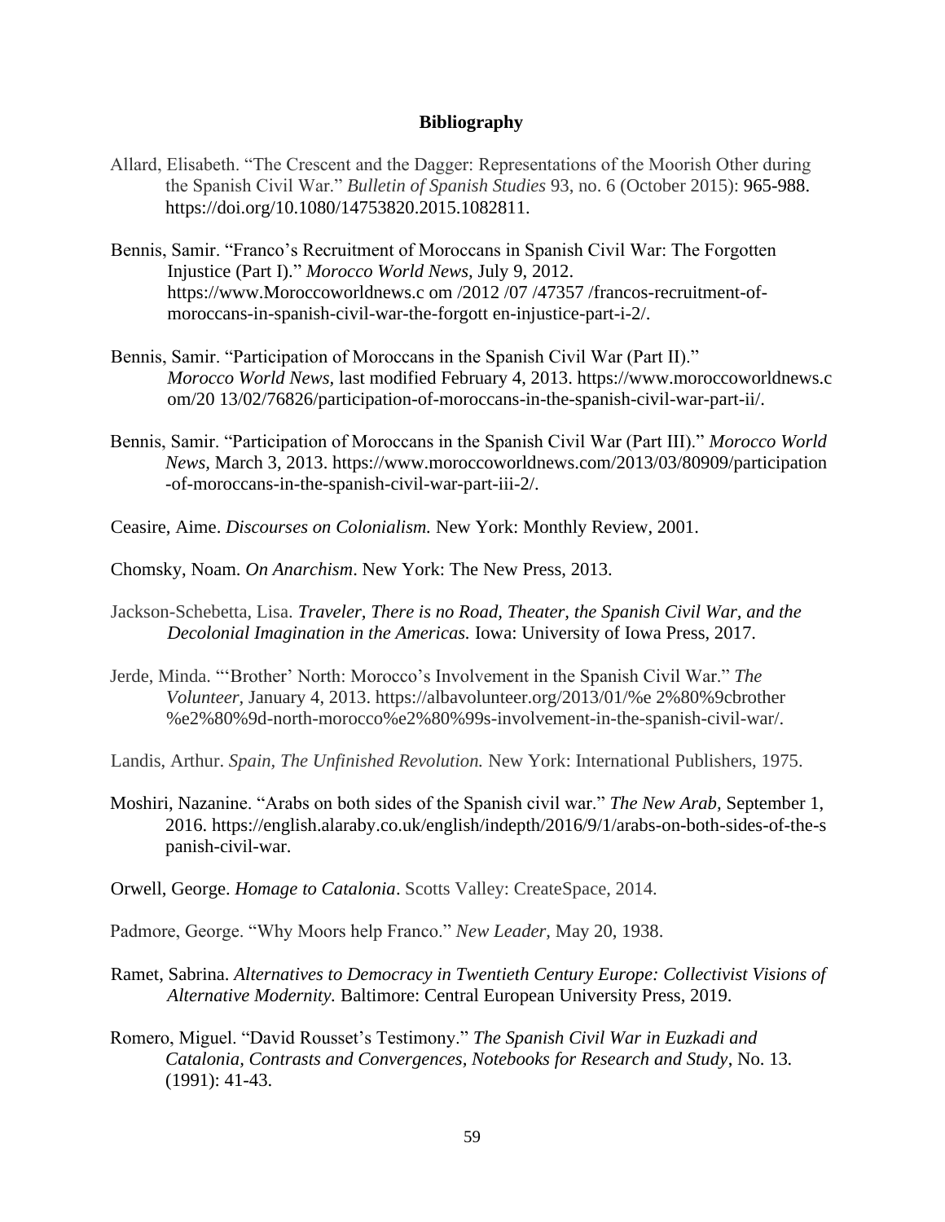# Bibliography

Allard, Elisabeth. "The Crescent and the Dagger: Representations of the Moorish Other during the Spanish Civil War." *Bulletin of Spanish Studies* 93, no. 6 (October 2015): 965-988. https://doi.org/10.1080/14753820.2015.1082811.

Bennis, Samir. "Franco's Recruitment of Moroccans in Spanish Civil War: The Forgotten Injustice (Part I)." *Morocco World News,* July 9, 2012. https://www.Moroccoworldnews.c om /2012 /07 /47357 /francos-recruitment-of-moroccans-in-spanish-civil-war-the-forgott en-injustice-part-i-2/.

Bennis, Samir. "Participation of Moroccans in the Spanish Civil War (Part II)." *Morocco World News,* last modified February 4, 2013. https://www.moroccoworldnews.c om/20 13/02/76826/participation-of-moroccans-in-the-spanish-civil-war-part-ii/.

Bennis, Samir. "Participation of Moroccans in the Spanish Civil War (Part III)." *Morocco World News,* March 3, 2013. https://www.moroccoworldnews.com/2013/03/80909/participation -of-moroccans-in-the-spanish-civil-war-part-iii-2/.

Ceasire, Aime. *Discourses on Colonialism.* New York: Monthly Review, 2001.

Chomsky, Noam. *On Anarchism*. New York: The New Press, 2013.

Jackson-Schebetta, Lisa. *Traveler, There is no Road, Theater, the Spanish Civil War, and the Decolonial Imagination in the Americas.* Iowa: University of Iowa Press, 2017.

Jerde, Minda. "'Brother' North: Morocco's Involvement in the Spanish Civil War." *The Volunteer*, January 4, 2013. https://albavolunteer.org/2013/01/%e 2%80%9cbrother %e2%80%9d-north-morocco%e2%80%99s-involvement-in-the-spanish-civil-war/.

Landis, Arthur. *Spain, The Unfinished Revolution.* New York: International Publishers, 1975.

Moshiri, Nazanine. "Arabs on both sides of the Spanish civil war." *The New Arab,* September 1, 2016. https://english.alaraby.co.uk/english/indepth/2016/9/1/arabs-on-both-sides-of-the-s panish-civil-war.

Orwell, George. *Homage to Catalonia*. Scotts Valley: CreateSpace, 2014.

Padmore, George. "Why Moors help Franco." *New Leader,* May 20, 1938.

Ramet, Sabrina. *Alternatives to Democracy in Twentieth Century Europe: Collectivist Visions of Alternative Modernity.* Baltimore: Central European University Press, 2019.

Romero, Miguel. "David Rousset's Testimony." *The Spanish Civil War in Euzkadi and Catalonia, Contrasts and Convergences, Notebooks for Research and Study*, No. 13. (1991): 41-43.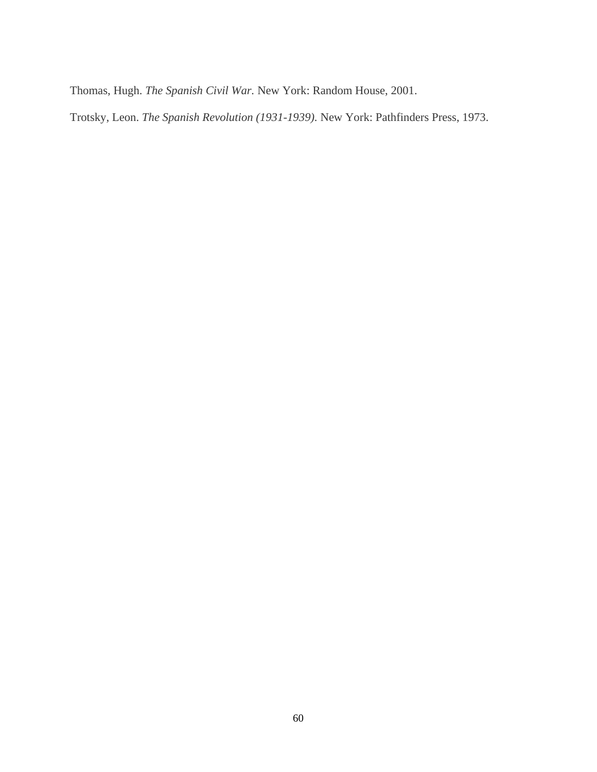Thomas, Hugh. *The Spanish Civil War*. New York: Random House, 2001.

Trotsky, Leon. *The Spanish Revolution (1931-1939)*. New York: Pathfinders Press, 1973.